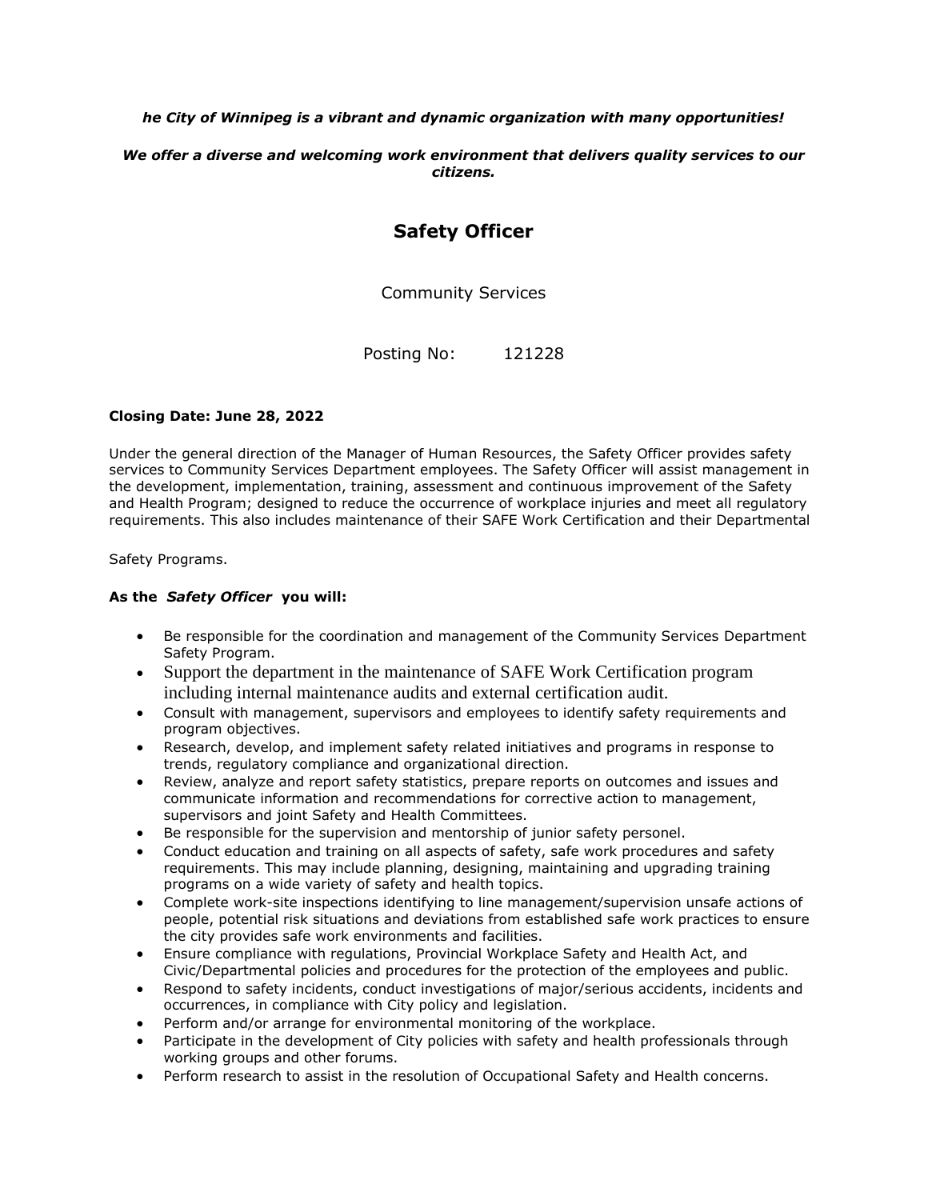***he City of Winnipeg is a vibrant and dynamic organization with many opportunities!***

***We offer a diverse and welcoming work environment that delivers quality services to our citizens.***

# Safety Officer

Community Services

Posting No: 121228

**Closing Date: June 28, 2022**

Under the general direction of the Manager of Human Resources, the Safety Officer provides safety services to Community Services Department employees. The Safety Officer will assist management in the development, implementation, training, assessment and continuous improvement of the Safety and Health Program; designed to reduce the occurrence of workplace injuries and meet all regulatory requirements. This also includes maintenance of their SAFE Work Certification and their Departmental

Safety Programs.

**As the *Safety Officer* you will:**

- Be responsible for the coordination and management of the Community Services Department Safety Program.
- Support the department in the maintenance of SAFE Work Certification program including internal maintenance audits and external certification audit.
- Consult with management, supervisors and employees to identify safety requirements and program objectives.
- Research, develop, and implement safety related initiatives and programs in response to trends, regulatory compliance and organizational direction.
- Review, analyze and report safety statistics, prepare reports on outcomes and issues and communicate information and recommendations for corrective action to management, supervisors and joint Safety and Health Committees.
- Be responsible for the supervision and mentorship of junior safety personel.
- Conduct education and training on all aspects of safety, safe work procedures and safety requirements. This may include planning, designing, maintaining and upgrading training programs on a wide variety of safety and health topics.
- Complete work-site inspections identifying to line management/supervision unsafe actions of people, potential risk situations and deviations from established safe work practices to ensure the city provides safe work environments and facilities.
- Ensure compliance with regulations, Provincial Workplace Safety and Health Act, and Civic/Departmental policies and procedures for the protection of the employees and public.
- Respond to safety incidents, conduct investigations of major/serious accidents, incidents and occurrences, in compliance with City policy and legislation.
- Perform and/or arrange for environmental monitoring of the workplace.
- Participate in the development of City policies with safety and health professionals through working groups and other forums.
- Perform research to assist in the resolution of Occupational Safety and Health concerns.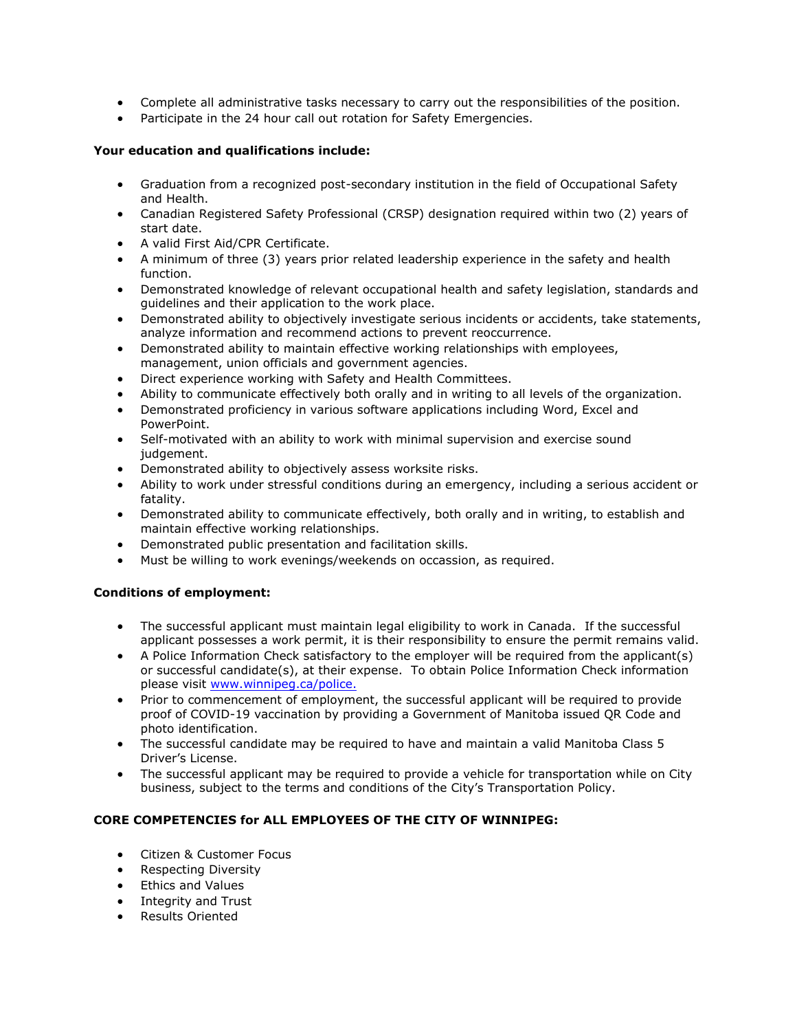- Complete all administrative tasks necessary to carry out the responsibilities of the position.
- Participate in the 24 hour call out rotation for Safety Emergencies.

**Your education and qualifications include:**

- Graduation from a recognized post-secondary institution in the field of Occupational Safety and Health.
- Canadian Registered Safety Professional (CRSP) designation required within two (2) years of start date.
- A valid First Aid/CPR Certificate.
- A minimum of three (3) years prior related leadership experience in the safety and health function.
- Demonstrated knowledge of relevant occupational health and safety legislation, standards and guidelines and their application to the work place.
- Demonstrated ability to objectively investigate serious incidents or accidents, take statements, analyze information and recommend actions to prevent reoccurrence.
- Demonstrated ability to maintain effective working relationships with employees, management, union officials and government agencies.
- Direct experience working with Safety and Health Committees.
- Ability to communicate effectively both orally and in writing to all levels of the organization.
- Demonstrated proficiency in various software applications including Word, Excel and PowerPoint.
- Self-motivated with an ability to work with minimal supervision and exercise sound judgement.
- Demonstrated ability to objectively assess worksite risks.
- Ability to work under stressful conditions during an emergency, including a serious accident or fatality.
- Demonstrated ability to communicate effectively, both orally and in writing, to establish and maintain effective working relationships.
- Demonstrated public presentation and facilitation skills.
- Must be willing to work evenings/weekends on occassion, as required.

**Conditions of employment:**

- The successful applicant must maintain legal eligibility to work in Canada. If the successful applicant possesses a work permit, it is their responsibility to ensure the permit remains valid.
- A Police Information Check satisfactory to the employer will be required from the applicant(s) or successful candidate(s), at their expense. To obtain Police Information Check information please visit [www.winnipeg.ca/police.](http://www.winnipeg.ca/police)
- Prior to commencement of employment, the successful applicant will be required to provide proof of COVID-19 vaccination by providing a Government of Manitoba issued QR Code and photo identification.
- The successful candidate may be required to have and maintain a valid Manitoba Class 5 Driver's License.
- The successful applicant may be required to provide a vehicle for transportation while on City business, subject to the terms and conditions of the City's Transportation Policy.

**CORE COMPETENCIES for ALL EMPLOYEES OF THE CITY OF WINNIPEG:**

- Citizen & Customer Focus
- Respecting Diversity
- Ethics and Values
- Integrity and Trust
- Results Oriented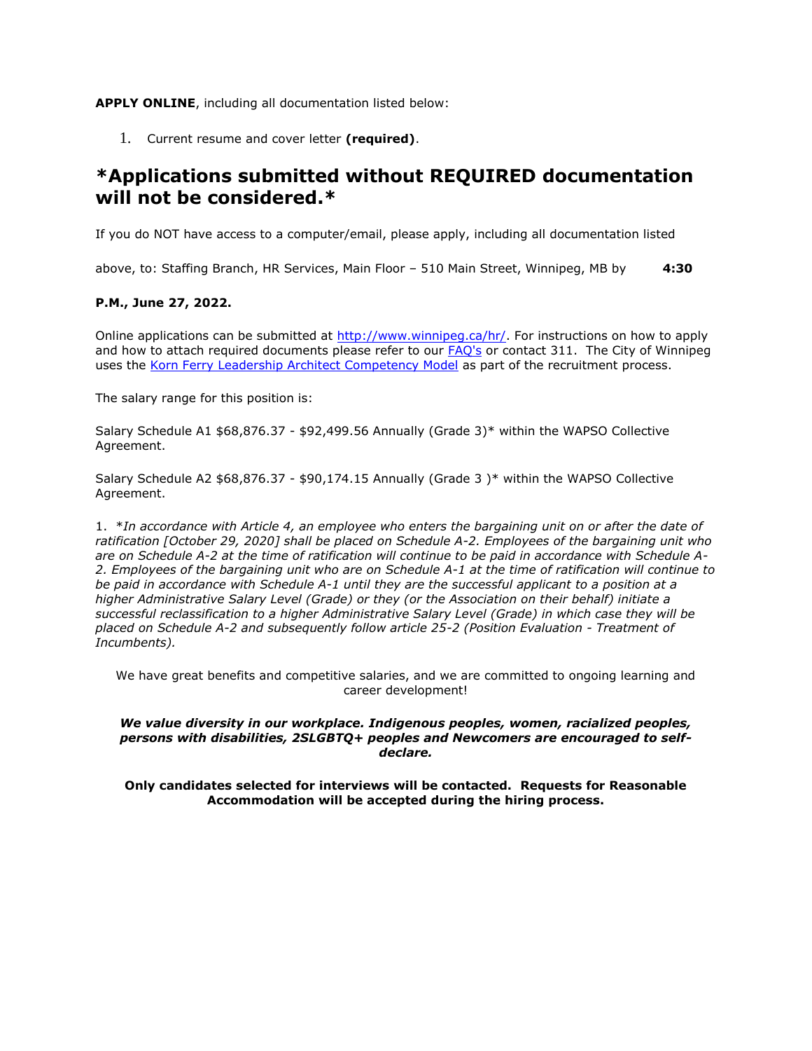**APPLY ONLINE**, including all documentation listed below:

1. Current resume and cover letter **(required)**.

## *Applications submitted without REQUIRED documentation will not be considered.*

If you do NOT have access to a computer/email, please apply, including all documentation listed above, to: Staffing Branch, HR Services, Main Floor – 510 Main Street, Winnipeg, MB by **4:30 P.M., June 27, 2022.**

Online applications can be submitted at [http://www.winnipeg.ca/hr/](http://www.winnipeg.ca/hr/). For instructions on how to apply and how to attach required documents please refer to our FAQ's or contact 311. The City of Winnipeg uses the Korn Ferry Leadership Architect Competency Model as part of the recruitment process.

The salary range for this position is:

Salary Schedule A1 $68,876.37 - $92,499.56 Annually (Grade 3)* within the WAPSO Collective Agreement.

Salary Schedule A2 $68,876.37 - $90,174.15 Annually (Grade 3 )* within the WAPSO Collective Agreement.

1. **In accordance with Article 4, an employee who enters the bargaining unit on or after the date of ratification [October 29, 2020] shall be placed on Schedule A-2. Employees of the bargaining unit who are on Schedule A-2 at the time of ratification will continue to be paid in accordance with Schedule A-2. Employees of the bargaining unit who are on Schedule A-1 at the time of ratification will continue to be paid in accordance with Schedule A-1 until they are the successful applicant to a position at a higher Administrative Salary Level (Grade) or they (or the Association on their behalf) initiate a successful reclassification to a higher Administrative Salary Level (Grade) in which case they will be placed on Schedule A-2 and subsequently follow article 25-2 (Position Evaluation - Treatment of Incumbents).*

We have great benefits and competitive salaries, and we are committed to ongoing learning and career development!

***We value diversity in our workplace. Indigenous peoples, women, racialized peoples, persons with disabilities, 2SLGBTQ+ peoples and Newcomers are encouraged to self-declare.***

**Only candidates selected for interviews will be contacted. Requests for Reasonable Accommodation will be accepted during the hiring process.**